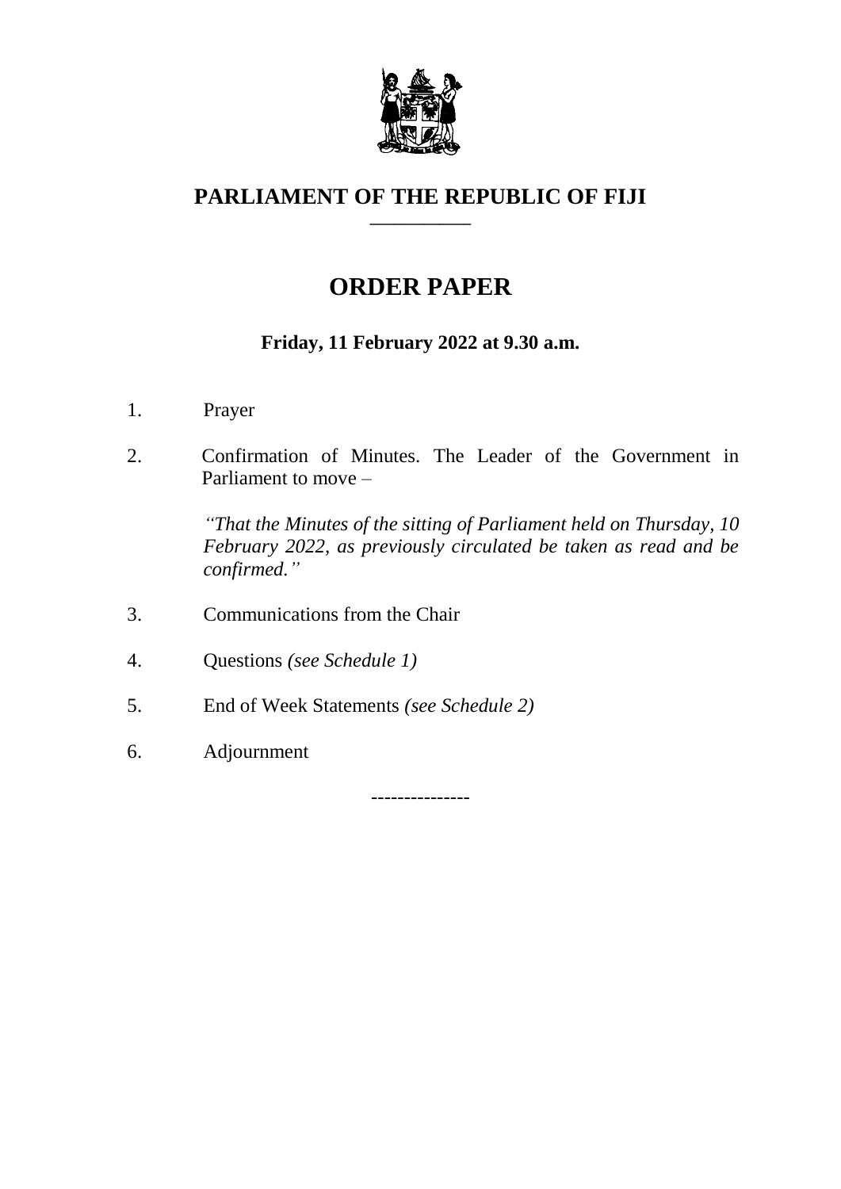# PARLIAMENT OF THE REPUBLIC OF FIJI

## ORDER PAPER

**Friday, 11 February 2022 at 9.30 a.m.**

1. Prayer

2. Confirmation of Minutes. The Leader of the Government in Parliament to move –

   *"That the Minutes of the sitting of Parliament held on Thursday, 10 February 2022, as previously circulated be taken as read and be confirmed."*

3. Communications from the Chair

4. Questions *(see Schedule 1)*

5. End of Week Statements *(see Schedule 2)*

6. Adjournment

---------------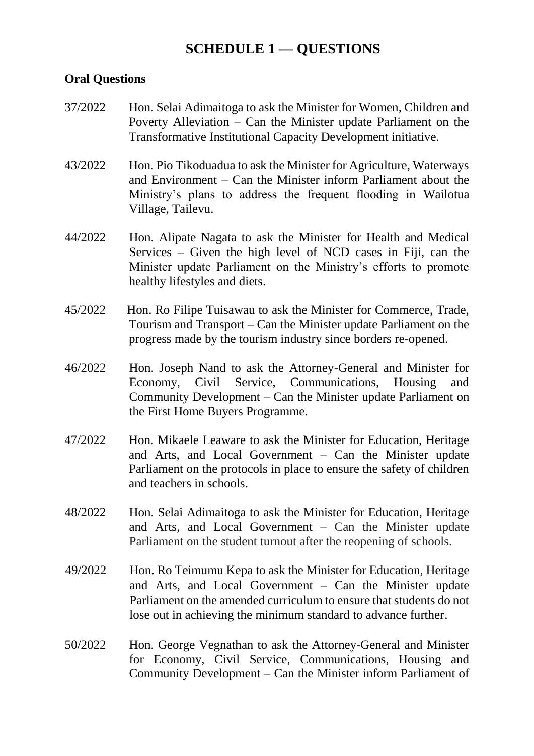# SCHEDULE 1 — QUESTIONS

**Oral Questions**

37/2022 Hon. Selai Adimaitoga to ask the Minister for Women, Children and Poverty Alleviation – Can the Minister update Parliament on the Transformative Institutional Capacity Development initiative.

43/2022 Hon. Pio Tikoduadua to ask the Minister for Agriculture, Waterways and Environment – Can the Minister inform Parliament about the Ministry's plans to address the frequent flooding in Wailotua Village, Tailevu.

44/2022 Hon. Alipate Nagata to ask the Minister for Health and Medical Services – Given the high level of NCD cases in Fiji, can the Minister update Parliament on the Ministry's efforts to promote healthy lifestyles and diets.

45/2022 Hon. Ro Filipe Tuisawau to ask the Minister for Commerce, Trade, Tourism and Transport – Can the Minister update Parliament on the progress made by the tourism industry since borders re-opened.

46/2022 Hon. Joseph Nand to ask the Attorney-General and Minister for Economy, Civil Service, Communications, Housing and Community Development – Can the Minister update Parliament on the First Home Buyers Programme.

47/2022 Hon. Mikaele Leaware to ask the Minister for Education, Heritage and Arts, and Local Government – Can the Minister update Parliament on the protocols in place to ensure the safety of children and teachers in schools.

48/2022 Hon. Selai Adimaitoga to ask the Minister for Education, Heritage and Arts, and Local Government – Can the Minister update Parliament on the student turnout after the reopening of schools.

49/2022 Hon. Ro Teimumu Kepa to ask the Minister for Education, Heritage and Arts, and Local Government – Can the Minister update Parliament on the amended curriculum to ensure that students do not lose out in achieving the minimum standard to advance further.

50/2022 Hon. George Vegnathan to ask the Attorney-General and Minister for Economy, Civil Service, Communications, Housing and Community Development – Can the Minister inform Parliament of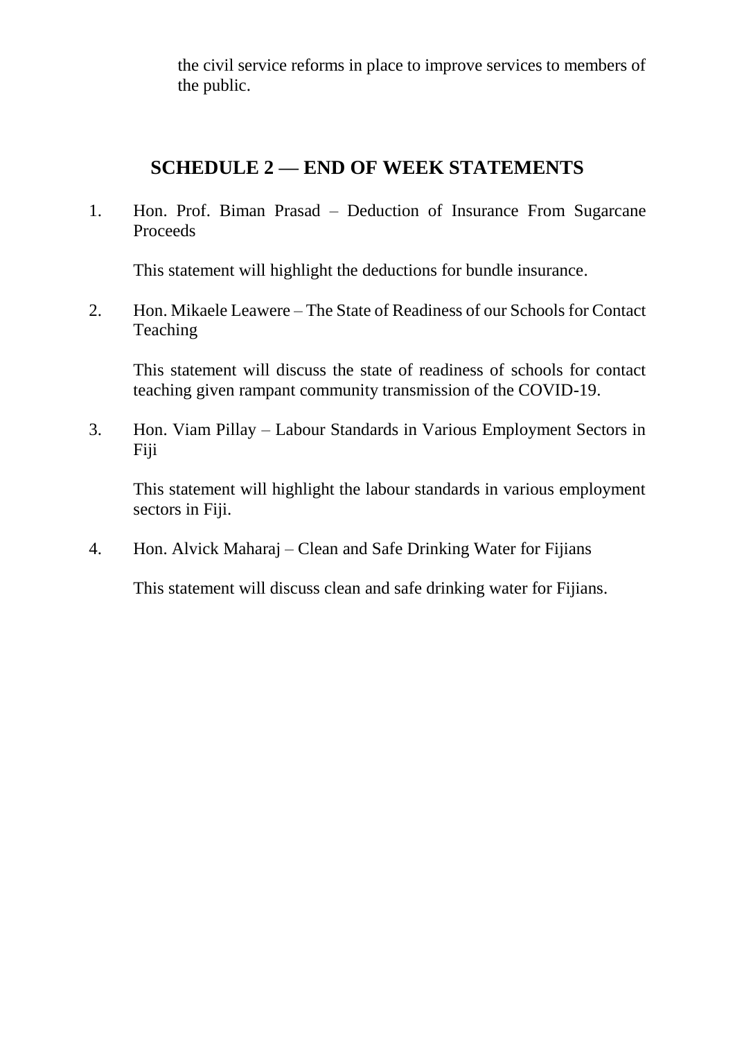the civil service reforms in place to improve services to members of the public.

## SCHEDULE 2 — END OF WEEK STATEMENTS

1. Hon. Prof. Biman Prasad – Deduction of Insurance From Sugarcane Proceeds

   This statement will highlight the deductions for bundle insurance.

2. Hon. Mikaele Leawere – The State of Readiness of our Schools for Contact Teaching

   This statement will discuss the state of readiness of schools for contact teaching given rampant community transmission of the COVID-19.

3. Hon. Viam Pillay – Labour Standards in Various Employment Sectors in Fiji

   This statement will highlight the labour standards in various employment sectors in Fiji.

4. Hon. Alvick Maharaj – Clean and Safe Drinking Water for Fijians

   This statement will discuss clean and safe drinking water for Fijians.